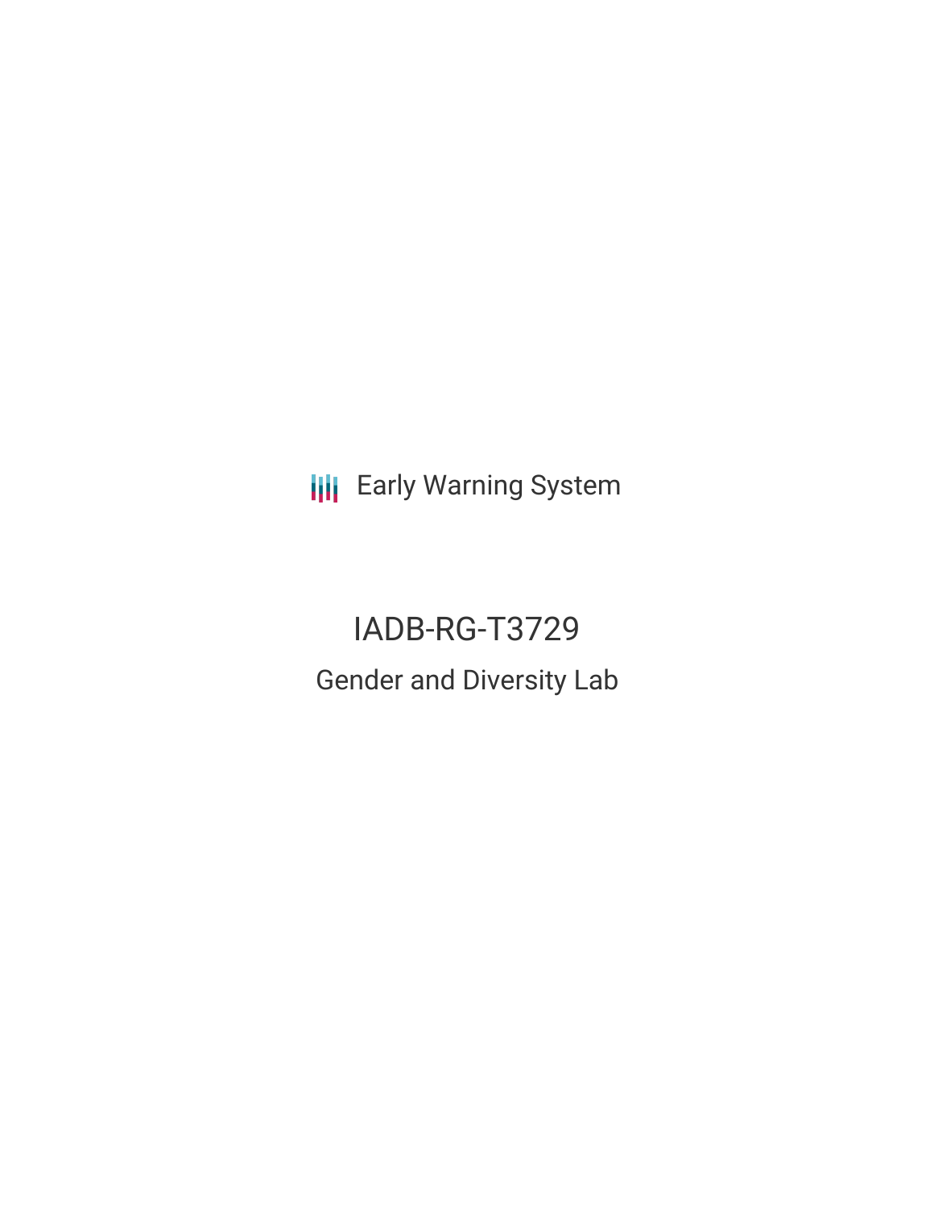Early Warning System

# IADB-RG-T3729

## Gender and Diversity Lab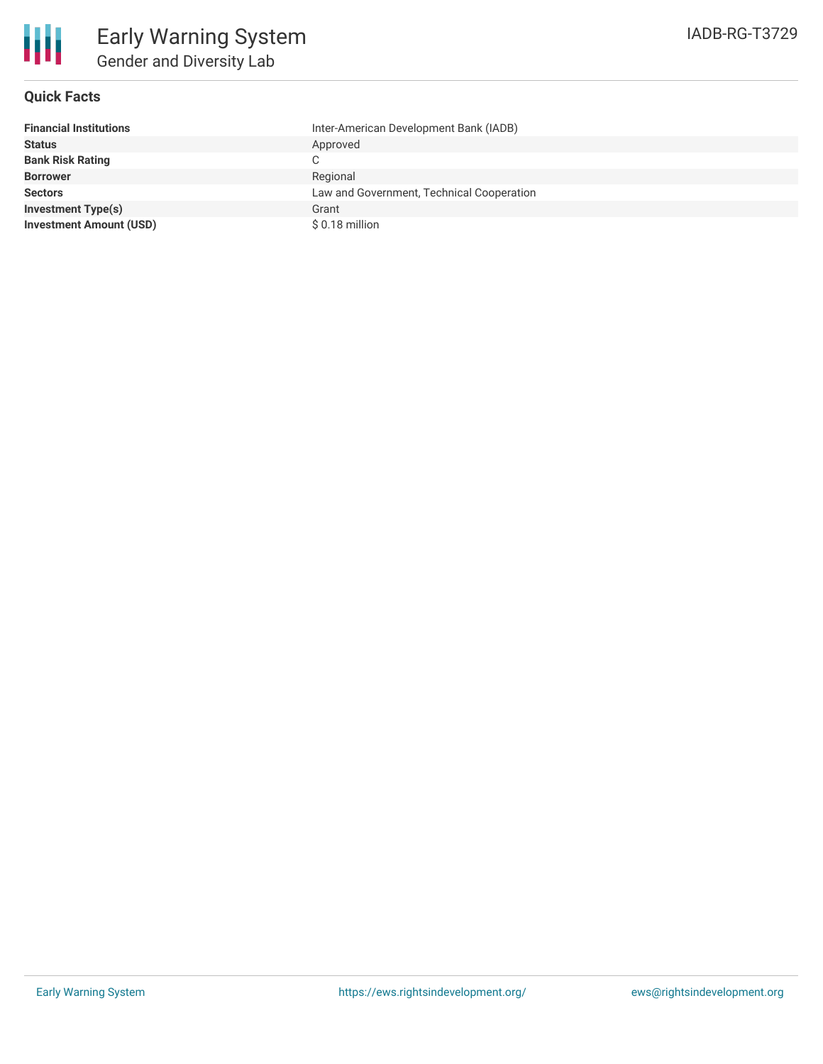# Early Warning System

## Gender and Diversity Lab

IADB-RG-T3729

### Quick Facts

| | |
|---|---|
| **Financial Institutions** | Inter-American Development Bank (IADB) |
| **Status** | Approved |
| **Bank Risk Rating** | C |
| **Borrower** | Regional |
| **Sectors** | Law and Government, Technical Cooperation |
| **Investment Type(s)** | Grant |
| **Investment Amount (USD)** | $ 0.18 million |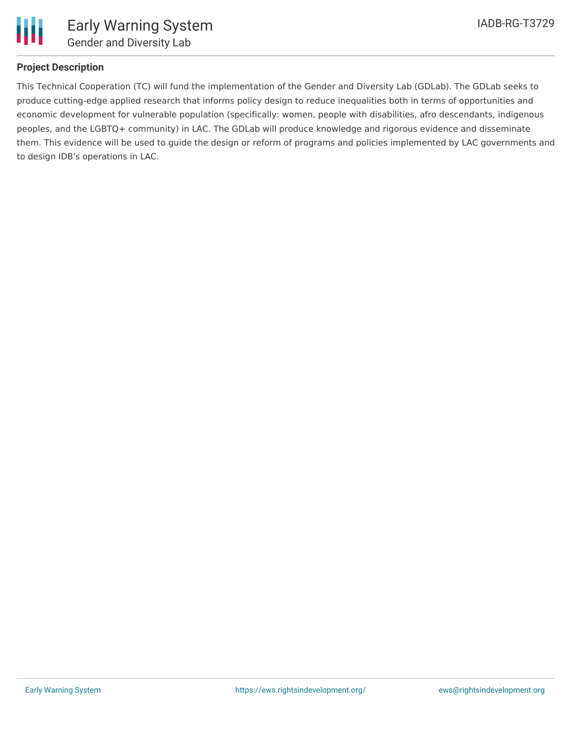**Project Description**

This Technical Cooperation (TC) will fund the implementation of the Gender and Diversity Lab (GDLab). The GDLab seeks to produce cutting-edge applied research that informs policy design to reduce inequalities both in terms of opportunities and economic development for vulnerable population (specifically: women, people with disabilities, afro descendants, indigenous peoples, and the LGBTQ+ community) in LAC. The GDLab will produce knowledge and rigorous evidence and disseminate them. This evidence will be used to guide the design or reform of programs and policies implemented by LAC governments and to design IDB's operations in LAC.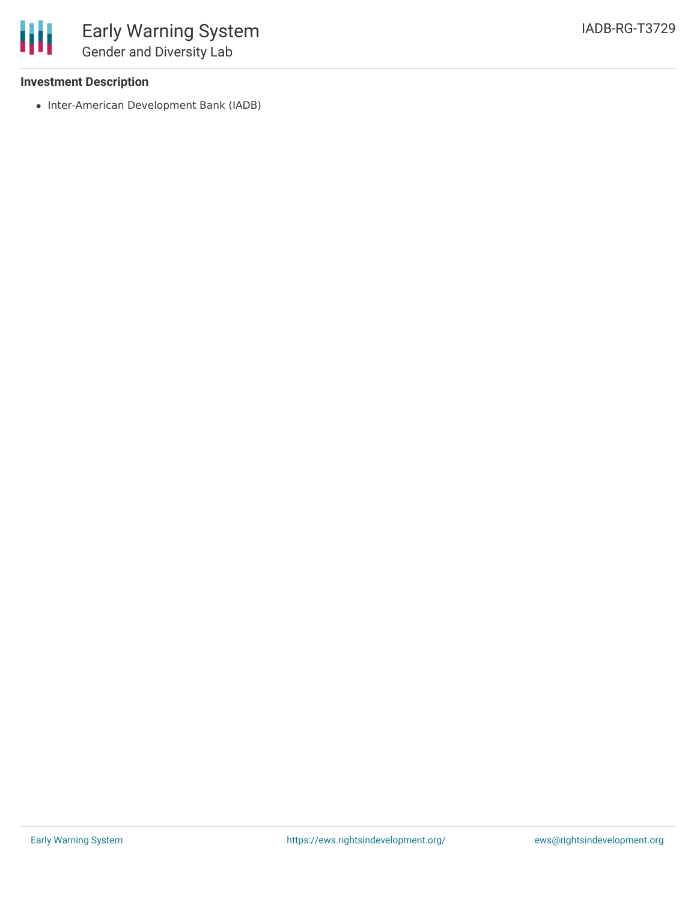**Investment Description**

- Inter-American Development Bank (IADB)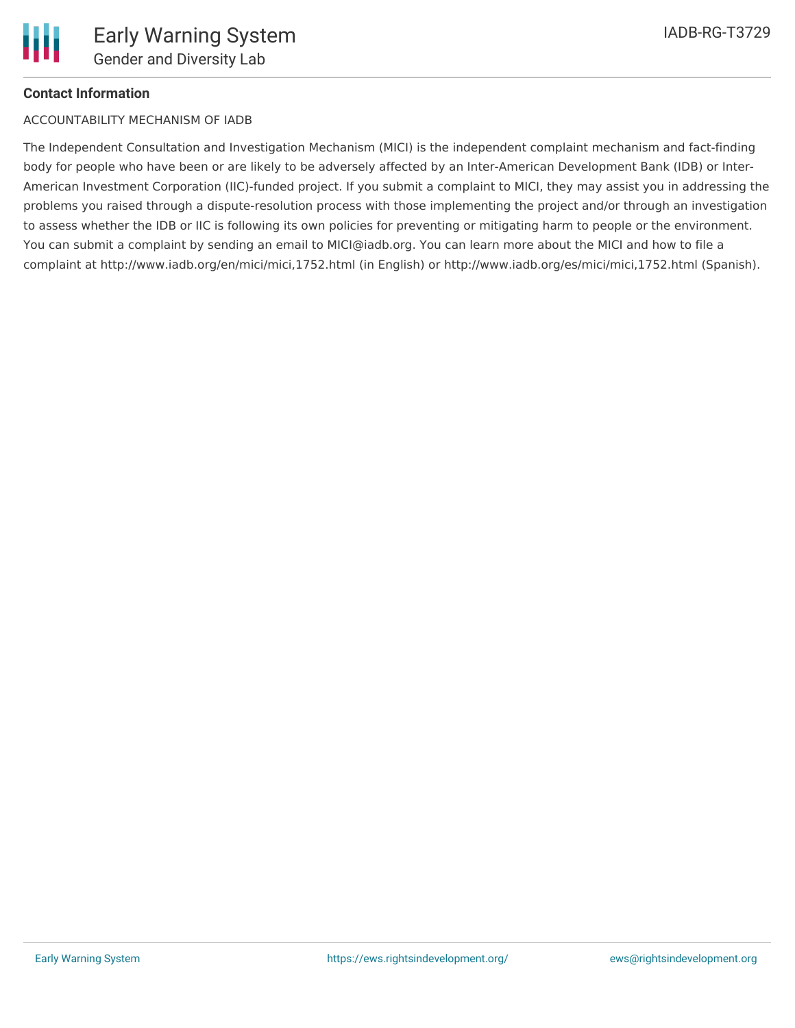**Contact Information**

ACCOUNTABILITY MECHANISM OF IADB

The Independent Consultation and Investigation Mechanism (MICI) is the independent complaint mechanism and fact-finding body for people who have been or are likely to be adversely affected by an Inter-American Development Bank (IDB) or Inter-American Investment Corporation (IIC)-funded project. If you submit a complaint to MICI, they may assist you in addressing the problems you raised through a dispute-resolution process with those implementing the project and/or through an investigation to assess whether the IDB or IIC is following its own policies for preventing or mitigating harm to people or the environment. You can submit a complaint by sending an email to MICI@iadb.org. You can learn more about the MICI and how to file a complaint at http://www.iadb.org/en/mici/mici,1752.html (in English) or http://www.iadb.org/es/mici/mici,1752.html (Spanish).